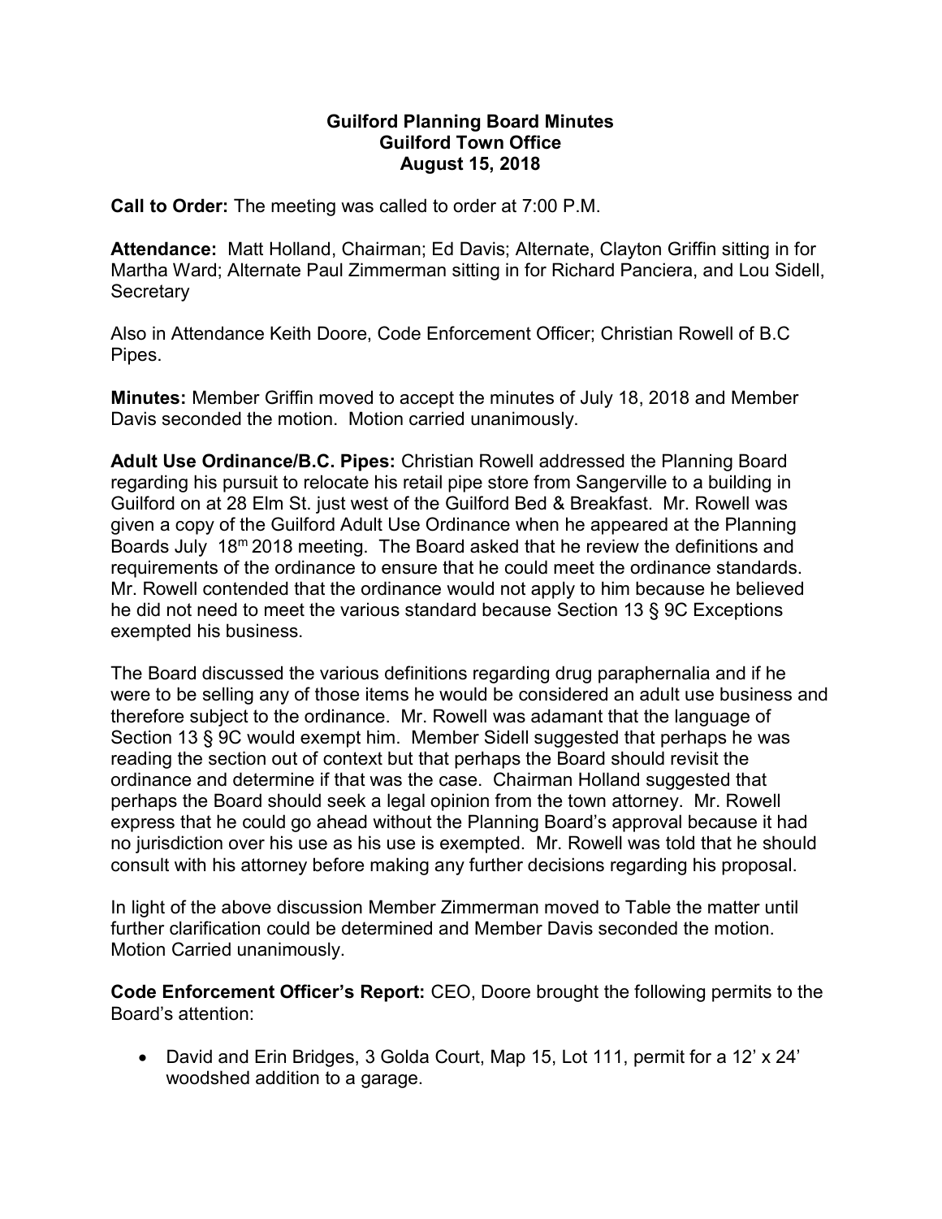**Guilford Planning Board Minutes**
**Guilford Town Office**
**August 15, 2018**

**Call to Order:** The meeting was called to order at 7:00 P.M.

**Attendance:** Matt Holland, Chairman; Ed Davis; Alternate, Clayton Griffin sitting in for Martha Ward; Alternate Paul Zimmerman sitting in for Richard Panciera, and Lou Sidell, Secretary

Also in Attendance Keith Doore, Code Enforcement Officer; Christian Rowell of B.C Pipes.

**Minutes:** Member Griffin moved to accept the minutes of July 18, 2018 and Member Davis seconded the motion. Motion carried unanimously.

**Adult Use Ordinance/B.C. Pipes:** Christian Rowell addressed the Planning Board regarding his pursuit to relocate his retail pipe store from Sangerville to a building in Guilford on at 28 Elm St. just west of the Guilford Bed & Breakfast. Mr. Rowell was given a copy of the Guilford Adult Use Ordinance when he appeared at the Planning Boards July 18m 2018 meeting. The Board asked that he review the definitions and requirements of the ordinance to ensure that he could meet the ordinance standards. Mr. Rowell contended that the ordinance would not apply to him because he believed he did not need to meet the various standard because Section 13 § 9C Exceptions exempted his business.

The Board discussed the various definitions regarding drug paraphernalia and if he were to be selling any of those items he would be considered an adult use business and therefore subject to the ordinance. Mr. Rowell was adamant that the language of Section 13 § 9C would exempt him. Member Sidell suggested that perhaps he was reading the section out of context but that perhaps the Board should revisit the ordinance and determine if that was the case. Chairman Holland suggested that perhaps the Board should seek a legal opinion from the town attorney. Mr. Rowell express that he could go ahead without the Planning Board's approval because it had no jurisdiction over his use as his use is exempted. Mr. Rowell was told that he should consult with his attorney before making any further decisions regarding his proposal.

In light of the above discussion Member Zimmerman moved to Table the matter until further clarification could be determined and Member Davis seconded the motion. Motion Carried unanimously.

**Code Enforcement Officer's Report:** CEO, Doore brought the following permits to the Board's attention:

- David and Erin Bridges, 3 Golda Court, Map 15, Lot 111, permit for a 12' x 24' woodshed addition to a garage.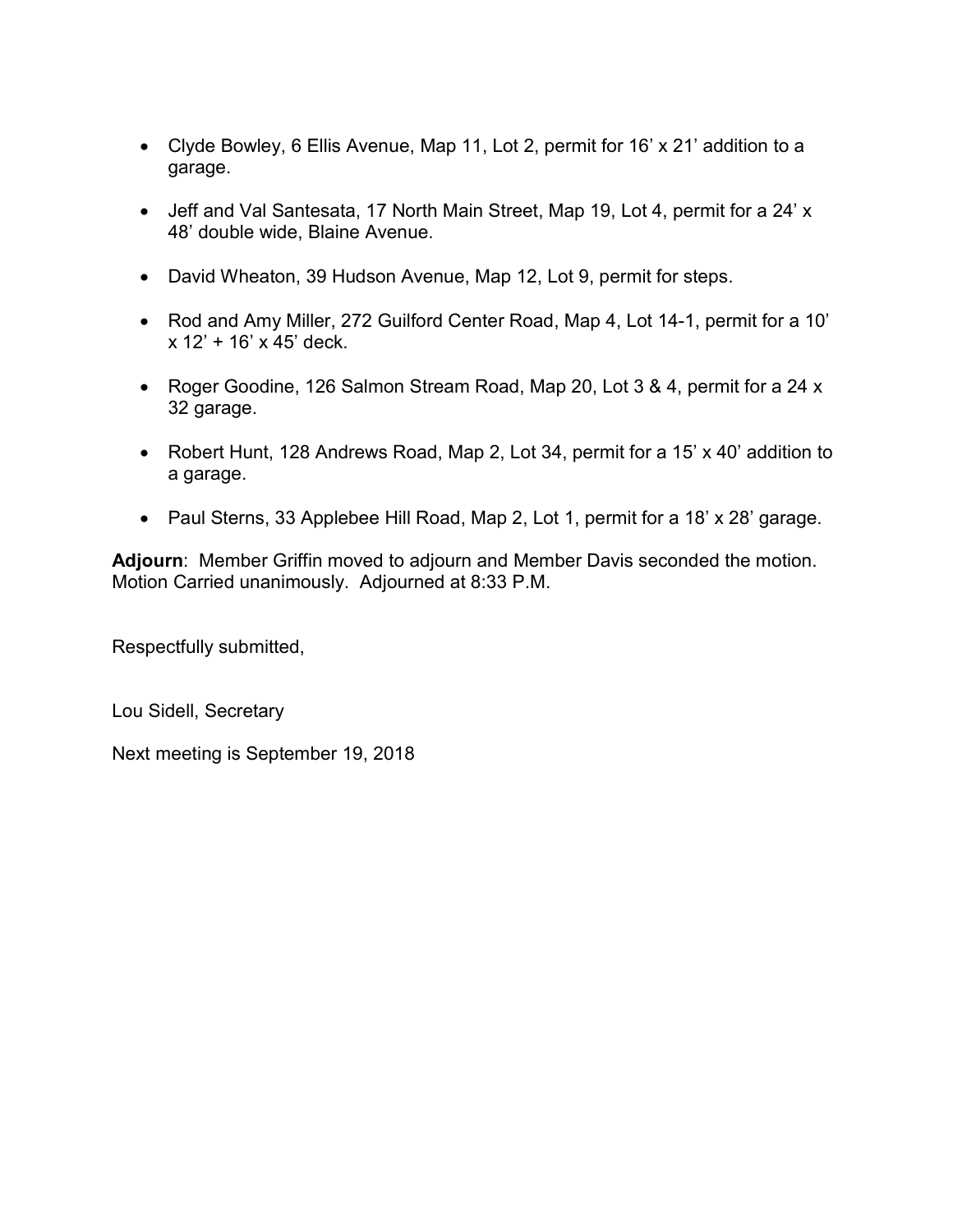- Clyde Bowley, 6 Ellis Avenue, Map 11, Lot 2, permit for 16' x 21' addition to a garage.

- Jeff and Val Santesata, 17 North Main Street, Map 19, Lot 4, permit for a 24' x 48' double wide, Blaine Avenue.

- David Wheaton, 39 Hudson Avenue, Map 12, Lot 9, permit for steps.

- Rod and Amy Miller, 272 Guilford Center Road, Map 4, Lot 14-1, permit for a 10' x 12' + 16' x 45' deck.

- Roger Goodine, 126 Salmon Stream Road, Map 20, Lot 3 & 4, permit for a 24 x 32 garage.

- Robert Hunt, 128 Andrews Road, Map 2, Lot 34, permit for a 15' x 40' addition to a garage.

- Paul Sterns, 33 Applebee Hill Road, Map 2, Lot 1, permit for a 18' x 28' garage.

**Adjourn**: Member Griffin moved to adjourn and Member Davis seconded the motion. Motion Carried unanimously. Adjourned at 8:33 P.M.

Respectfully submitted,

Lou Sidell, Secretary

Next meeting is September 19, 2018